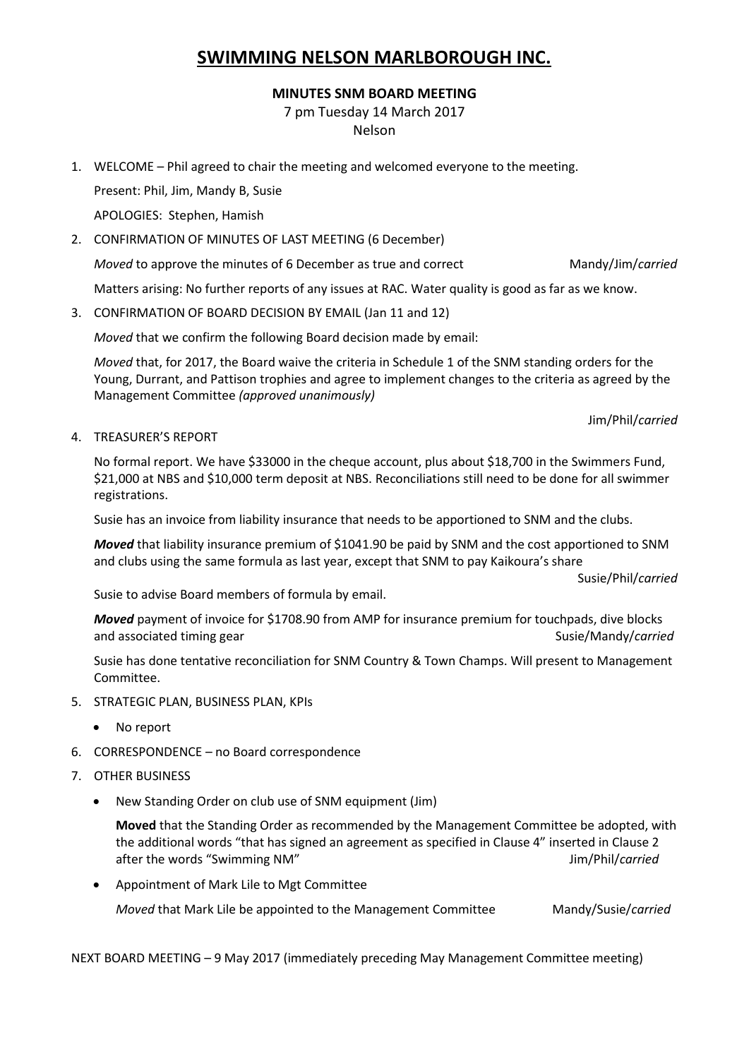# SWIMMING NELSON MARLBOROUGH INC.

**MINUTES SNM BOARD MEETING**

7 pm Tuesday 14 March 2017

Nelson

1. WELCOME – Phil agreed to chair the meeting and welcomed everyone to the meeting.

   Present: Phil, Jim, Mandy B, Susie

   APOLOGIES: Stephen, Hamish

2. CONFIRMATION OF MINUTES OF LAST MEETING (6 December)

   *Moved* to approve the minutes of 6 December as true and correct — Mandy/Jim/*carried*

   Matters arising: No further reports of any issues at RAC. Water quality is good as far as we know.

3. CONFIRMATION OF BOARD DECISION BY EMAIL (Jan 11 and 12)

   *Moved* that we confirm the following Board decision made by email:

   *Moved* that, for 2017, the Board waive the criteria in Schedule 1 of the SNM standing orders for the Young, Durrant, and Pattison trophies and agree to implement changes to the criteria as agreed by the Management Committee *(approved unanimously)*

   Jim/Phil/*carried*

4. TREASURER'S REPORT

   No formal report. We have $33000 in the cheque account, plus about $18,700 in the Swimmers Fund, $21,000 at NBS and $10,000 term deposit at NBS. Reconciliations still need to be done for all swimmer registrations.

   Susie has an invoice from liability insurance that needs to be apportioned to SNM and the clubs.

   ***Moved*** that liability insurance premium of $1041.90 be paid by SNM and the cost apportioned to SNM and clubs using the same formula as last year, except that SNM to pay Kaikoura's share

   Susie/Phil/*carried*

   Susie to advise Board members of formula by email.

   ***Moved*** payment of invoice for $1708.90 from AMP for insurance premium for touchpads, dive blocks and associated timing gear — Susie/Mandy/*carried*

   Susie has done tentative reconciliation for SNM Country & Town Champs. Will present to Management Committee.

5. STRATEGIC PLAN, BUSINESS PLAN, KPIs

   - No report

6. CORRESPONDENCE – no Board correspondence

7. OTHER BUSINESS

   - New Standing Order on club use of SNM equipment (Jim)

     **Moved** that the Standing Order as recommended by the Management Committee be adopted, with the additional words "that has signed an agreement as specified in Clause 4" inserted in Clause 2 after the words "Swimming NM" — Jim/Phil/*carried*

   - Appointment of Mark Lile to Mgt Committee

     *Moved* that Mark Lile be appointed to the Management Committee — Mandy/Susie/*carried*

NEXT BOARD MEETING – 9 May 2017 (immediately preceding May Management Committee meeting)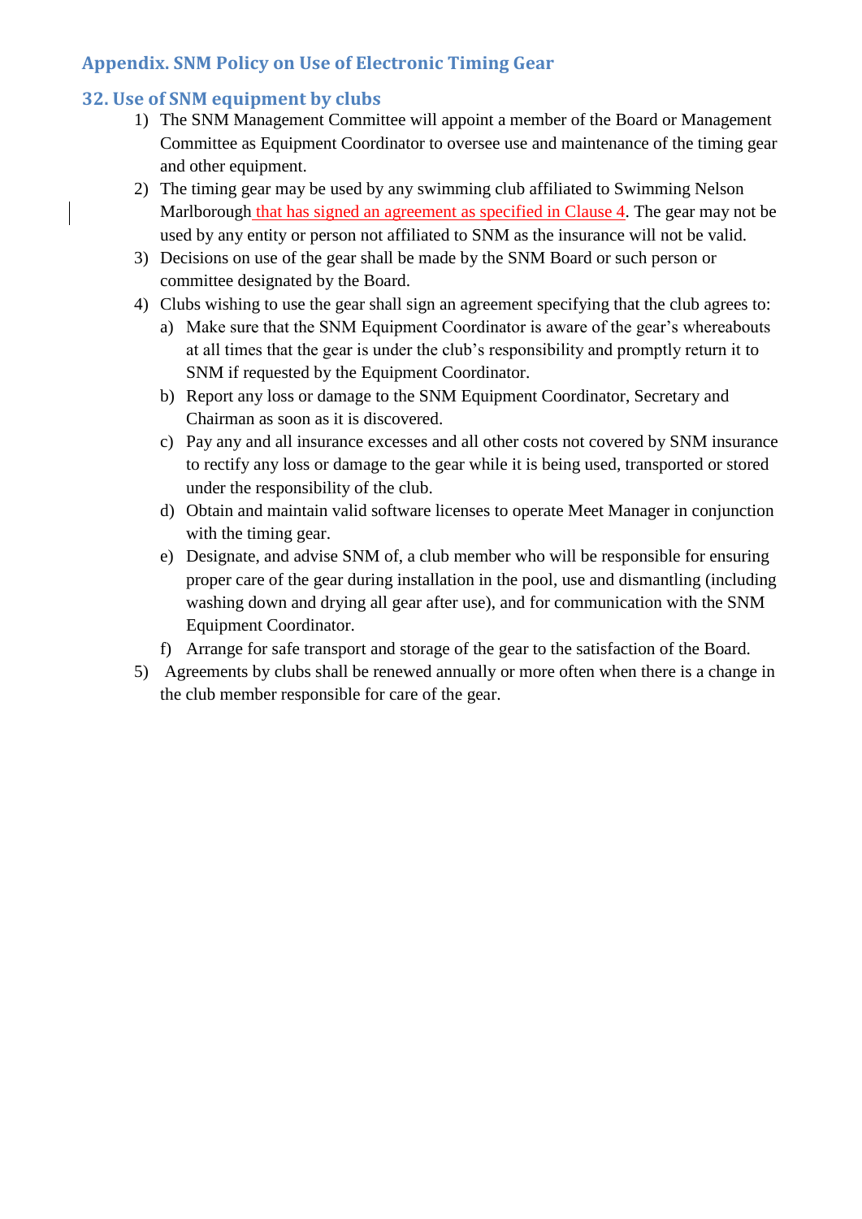## Appendix. SNM Policy on Use of Electronic Timing Gear

## 32. Use of SNM equipment by clubs

1) The SNM Management Committee will appoint a member of the Board or Management Committee as Equipment Coordinator to oversee use and maintenance of the timing gear and other equipment.
2) The timing gear may be used by any swimming club affiliated to Swimming Nelson Marlborough that has signed an agreement as specified in Clause 4. The gear may not be used by any entity or person not affiliated to SNM as the insurance will not be valid.
3) Decisions on use of the gear shall be made by the SNM Board or such person or committee designated by the Board.
4) Clubs wishing to use the gear shall sign an agreement specifying that the club agrees to:
   a) Make sure that the SNM Equipment Coordinator is aware of the gear's whereabouts at all times that the gear is under the club's responsibility and promptly return it to SNM if requested by the Equipment Coordinator.
   b) Report any loss or damage to the SNM Equipment Coordinator, Secretary and Chairman as soon as it is discovered.
   c) Pay any and all insurance excesses and all other costs not covered by SNM insurance to rectify any loss or damage to the gear while it is being used, transported or stored under the responsibility of the club.
   d) Obtain and maintain valid software licenses to operate Meet Manager in conjunction with the timing gear.
   e) Designate, and advise SNM of, a club member who will be responsible for ensuring proper care of the gear during installation in the pool, use and dismantling (including washing down and drying all gear after use), and for communication with the SNM Equipment Coordinator.
   f) Arrange for safe transport and storage of the gear to the satisfaction of the Board.
5) Agreements by clubs shall be renewed annually or more often when there is a change in the club member responsible for care of the gear.